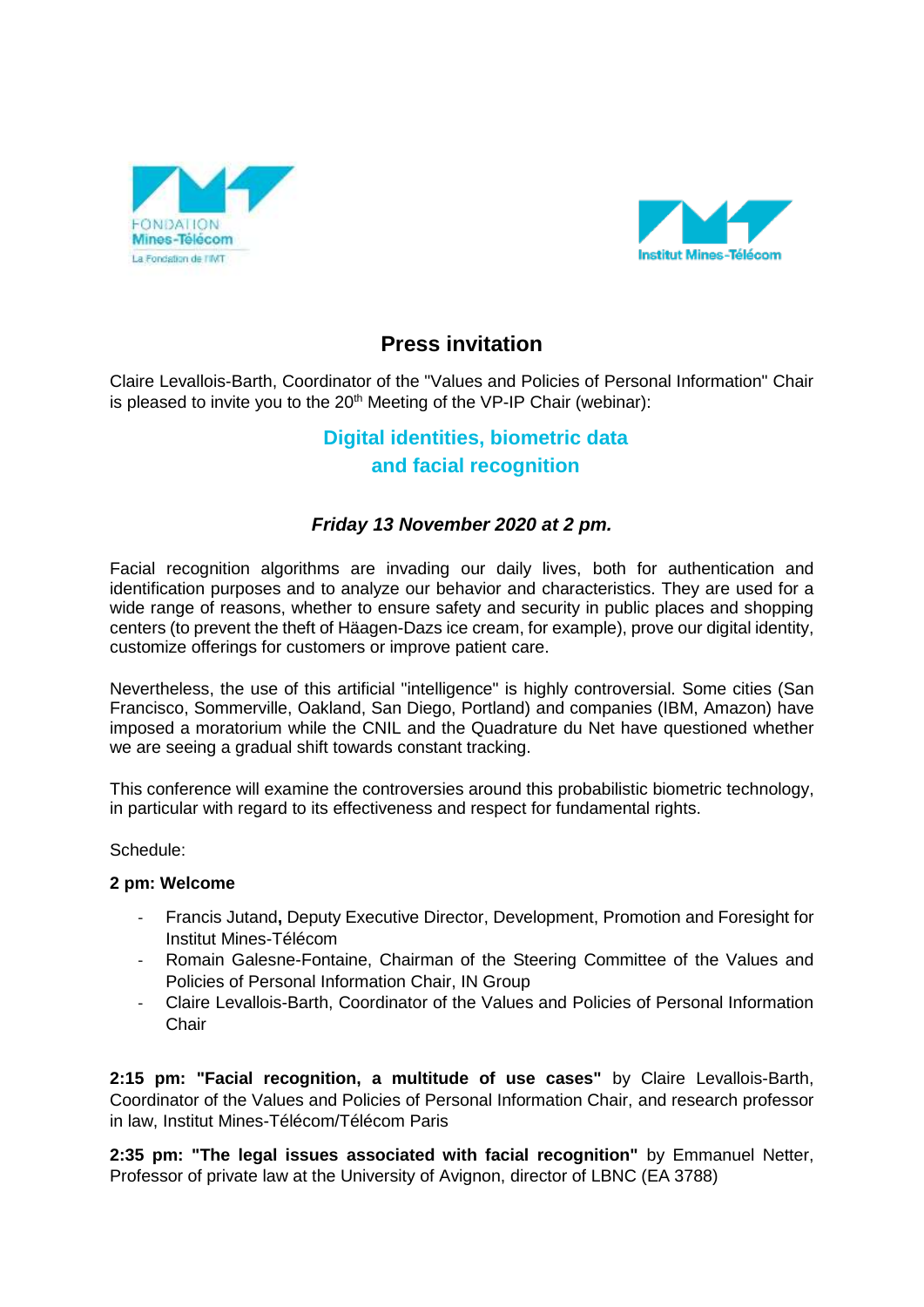# Press invitation

Claire Levallois-Barth, Coordinator of the "Values and Policies of Personal Information" Chair is pleased to invite you to the 20th Meeting of the VP-IP Chair (webinar):

## Digital identities, biometric data and facial recognition

***Friday 13 November 2020 at 2 pm.***

Facial recognition algorithms are invading our daily lives, both for authentication and identification purposes and to analyze our behavior and characteristics. They are used for a wide range of reasons, whether to ensure safety and security in public places and shopping centers (to prevent the theft of Häagen-Dazs ice cream, for example), prove our digital identity, customize offerings for customers or improve patient care.

Nevertheless, the use of this artificial "intelligence" is highly controversial. Some cities (San Francisco, Sommerville, Oakland, San Diego, Portland) and companies (IBM, Amazon) have imposed a moratorium while the CNIL and the Quadrature du Net have questioned whether we are seeing a gradual shift towards constant tracking.

This conference will examine the controversies around this probabilistic biometric technology, in particular with regard to its effectiveness and respect for fundamental rights.

Schedule:

**2 pm: Welcome**

- Francis Jutand**,** Deputy Executive Director, Development, Promotion and Foresight for Institut Mines-Télécom
- Romain Galesne-Fontaine, Chairman of the Steering Committee of the Values and Policies of Personal Information Chair, IN Group
- Claire Levallois-Barth, Coordinator of the Values and Policies of Personal Information Chair

**2:15 pm: "Facial recognition, a multitude of use cases"** by Claire Levallois-Barth, Coordinator of the Values and Policies of Personal Information Chair, and research professor in law, Institut Mines-Télécom/Télécom Paris

**2:35 pm: "The legal issues associated with facial recognition"** by Emmanuel Netter, Professor of private law at the University of Avignon, director of LBNC (EA 3788)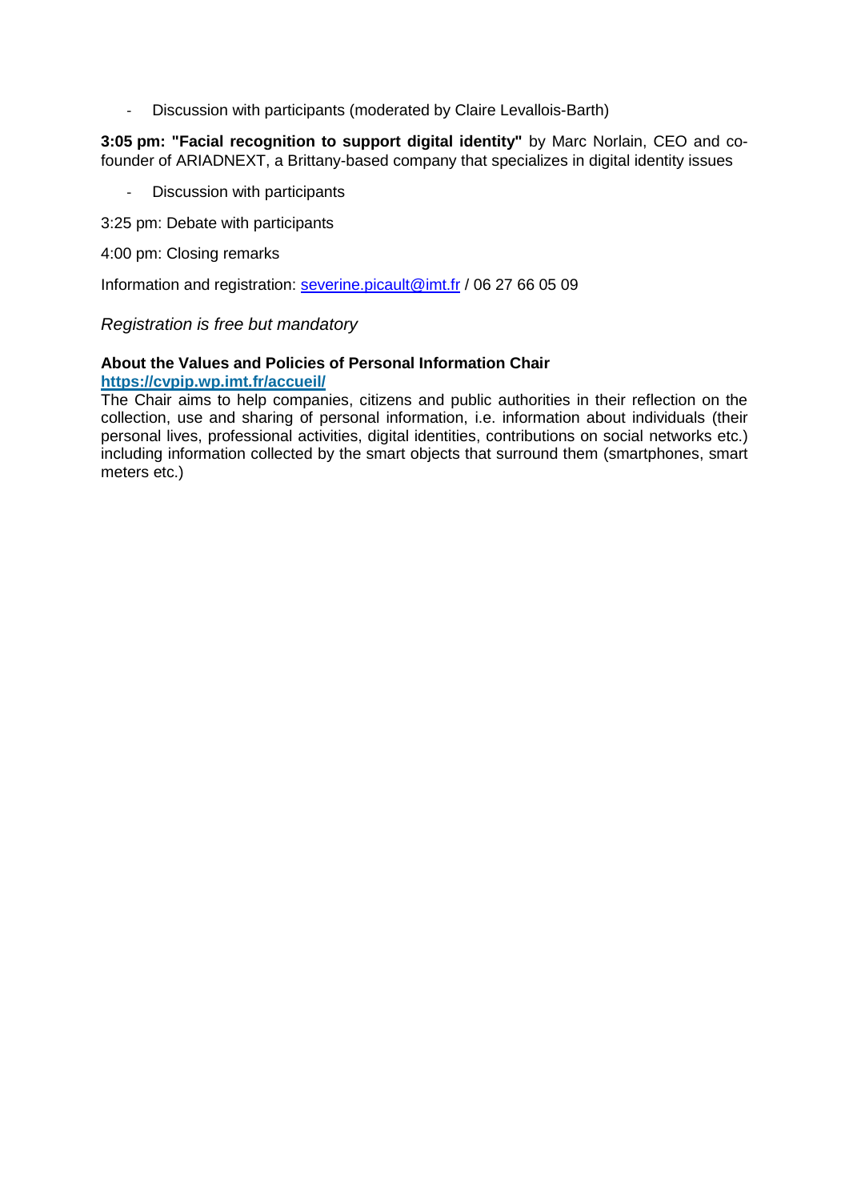- Discussion with participants (moderated by Claire Levallois-Barth)

**3:05 pm: "Facial recognition to support digital identity"** by Marc Norlain, CEO and co-founder of ARIADNEXT, a Brittany-based company that specializes in digital identity issues

- Discussion with participants

3:25 pm: Debate with participants

4:00 pm: Closing remarks

Information and registration: severine.picault@imt.fr / 06 27 66 05 09

*Registration is free but mandatory*

**About the Values and Policies of Personal Information Chair**
**https://cvpip.wp.imt.fr/accueil/**
The Chair aims to help companies, citizens and public authorities in their reflection on the collection, use and sharing of personal information, i.e. information about individuals (their personal lives, professional activities, digital identities, contributions on social networks etc.) including information collected by the smart objects that surround them (smartphones, smart meters etc.)